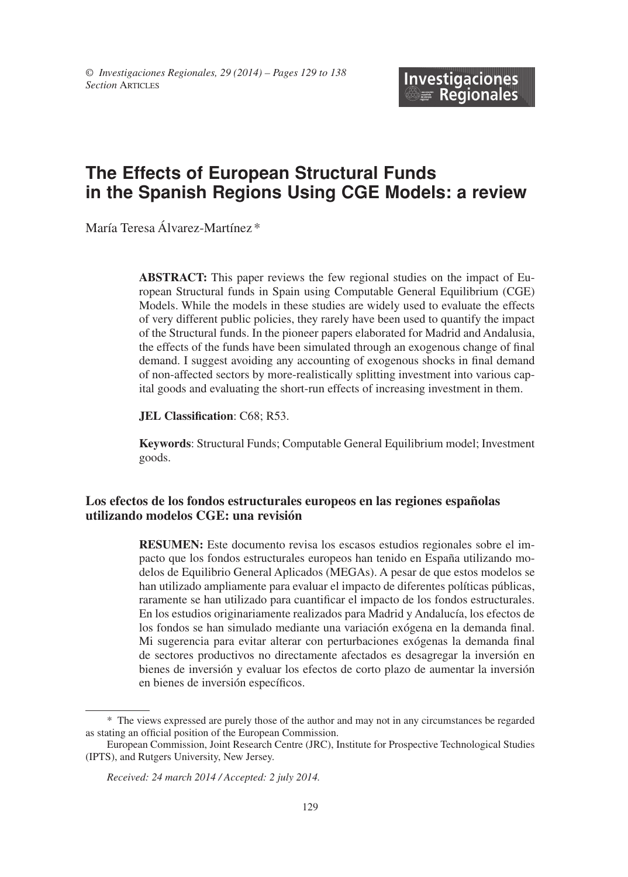# The Effects of European Structural Funds in the Spanish Regions Using CGE Models: a review

María Teresa Álvarez-Martínez *

**ABSTRACT:** This paper reviews the few regional studies on the impact of European Structural funds in Spain using Computable General Equilibrium (CGE) Models. While the models in these studies are widely used to evaluate the effects of very different public policies, they rarely have been used to quantify the impact of the Structural funds. In the pioneer papers elaborated for Madrid and Andalusia, the effects of the funds have been simulated through an exogenous change of final demand. I suggest avoiding any accounting of exogenous shocks in final demand of non-affected sectors by more-realistically splitting investment into various capital goods and evaluating the short-run effects of increasing investment in them.

**JEL Classification**: C68; R53.

**Keywords**: Structural Funds; Computable General Equilibrium model; Investment goods.

## Los efectos de los fondos estructurales europeos en las regiones españolas utilizando modelos CGE: una revisión

**RESUMEN:** Este documento revisa los escasos estudios regionales sobre el impacto que los fondos estructurales europeos han tenido en España utilizando modelos de Equilibrio General Aplicados (MEGAs). A pesar de que estos modelos se han utilizado ampliamente para evaluar el impacto de diferentes políticas públicas, raramente se han utilizado para cuantificar el impacto de los fondos estructurales. En los estudios originariamente realizados para Madrid y Andalucía, los efectos de los fondos se han simulado mediante una variación exógena en la demanda final. Mi sugerencia para evitar alterar con perturbaciones exógenas la demanda final de sectores productivos no directamente afectados es desagregar la inversión en bienes de inversión y evaluar los efectos de corto plazo de aumentar la inversión en bienes de inversión específicos.

---

\* The views expressed are purely those of the author and may not in any circumstances be regarded as stating an official position of the European Commission.

European Commission, Joint Research Centre (JRC), Institute for Prospective Technological Studies (IPTS), and Rutgers University, New Jersey.

*Received: 24 march 2014 / Accepted: 2 july 2014.*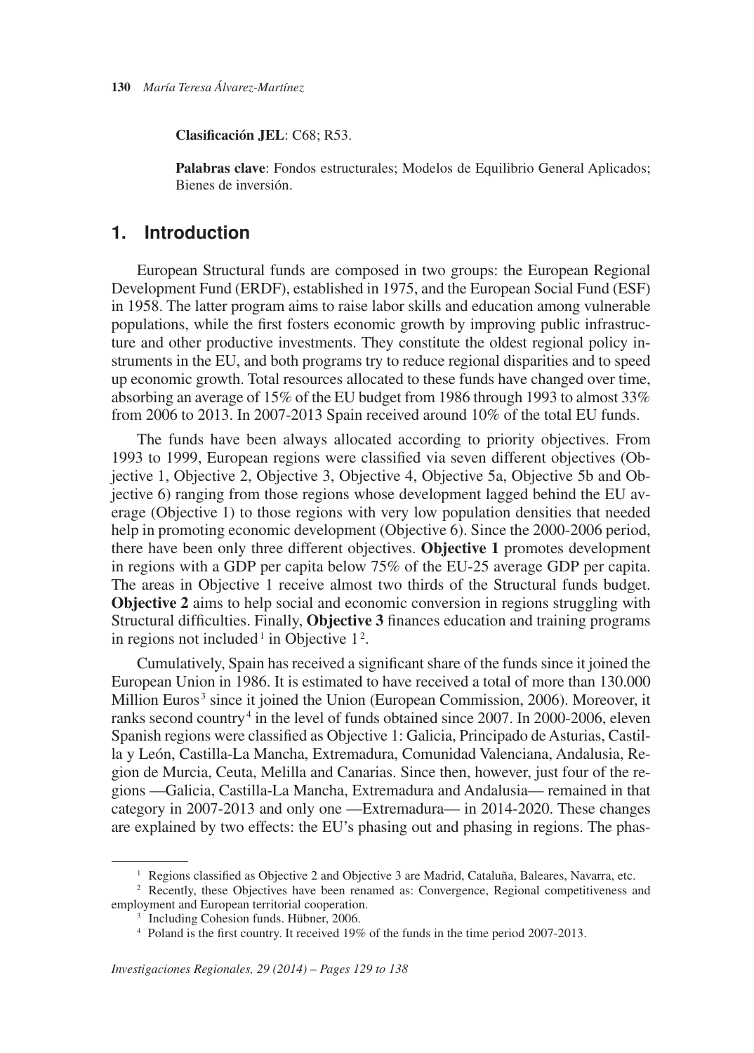**Clasificación JEL**: C68; R53.

**Palabras clave**: Fondos estructurales; Modelos de Equilibrio General Aplicados; Bienes de inversión.

## 1. Introduction

European Structural funds are composed in two groups: the European Regional Development Fund (ERDF), established in 1975, and the European Social Fund (ESF) in 1958. The latter program aims to raise labor skills and education among vulnerable populations, while the first fosters economic growth by improving public infrastructure and other productive investments. They constitute the oldest regional policy instruments in the EU, and both programs try to reduce regional disparities and to speed up economic growth. Total resources allocated to these funds have changed over time, absorbing an average of 15% of the EU budget from 1986 through 1993 to almost 33% from 2006 to 2013. In 2007-2013 Spain received around 10% of the total EU funds.

The funds have been always allocated according to priority objectives. From 1993 to 1999, European regions were classified via seven different objectives (Objective 1, Objective 2, Objective 3, Objective 4, Objective 5a, Objective 5b and Objective 6) ranging from those regions whose development lagged behind the EU average (Objective 1) to those regions with very low population densities that needed help in promoting economic development (Objective 6). Since the 2000-2006 period, there have been only three different objectives. **Objective 1** promotes development in regions with a GDP per capita below 75% of the EU-25 average GDP per capita. The areas in Objective 1 receive almost two thirds of the Structural funds budget. **Objective 2** aims to help social and economic conversion in regions struggling with Structural difficulties. Finally, **Objective 3** finances education and training programs in regions not included[1] in Objective 1[2].

Cumulatively, Spain has received a significant share of the funds since it joined the European Union in 1986. It is estimated to have received a total of more than 130.000 Million Euros[3] since it joined the Union (European Commission, 2006). Moreover, it ranks second country[4] in the level of funds obtained since 2007. In 2000-2006, eleven Spanish regions were classified as Objective 1: Galicia, Principado de Asturias, Castilla y León, Castilla-La Mancha, Extremadura, Comunidad Valenciana, Andalusia, Region de Murcia, Ceuta, Melilla and Canarias. Since then, however, just four of the regions —Galicia, Castilla-La Mancha, Extremadura and Andalusia— remained in that category in 2007-2013 and only one —Extremadura— in 2014-2020. These changes are explained by two effects: the EU's phasing out and phasing in regions. The phas-

---

[1] Regions classified as Objective 2 and Objective 3 are Madrid, Cataluña, Baleares, Navarra, etc.

[2] Recently, these Objectives have been renamed as: Convergence, Regional competitiveness and employment and European territorial cooperation.

[3] Including Cohesion funds. Hübner, 2006.

[4] Poland is the first country. It received 19% of the funds in the time period 2007-2013.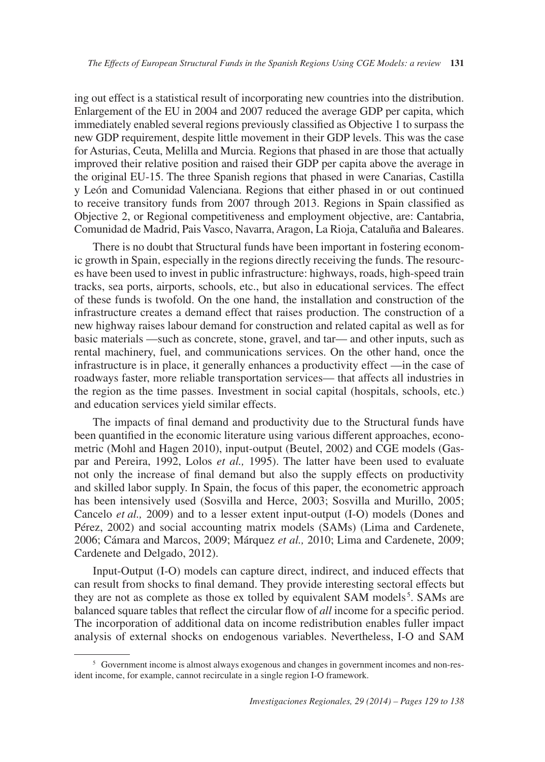ing out effect is a statistical result of incorporating new countries into the distribution. Enlargement of the EU in 2004 and 2007 reduced the average GDP per capita, which immediately enabled several regions previously classified as Objective 1 to surpass the new GDP requirement, despite little movement in their GDP levels. This was the case for Asturias, Ceuta, Melilla and Murcia. Regions that phased in are those that actually improved their relative position and raised their GDP per capita above the average in the original EU-15. The three Spanish regions that phased in were Canarias, Castilla y León and Comunidad Valenciana. Regions that either phased in or out continued to receive transitory funds from 2007 through 2013. Regions in Spain classified as Objective 2, or Regional competitiveness and employment objective, are: Cantabria, Comunidad de Madrid, Pais Vasco, Navarra, Aragon, La Rioja, Cataluña and Baleares.

There is no doubt that Structural funds have been important in fostering economic growth in Spain, especially in the regions directly receiving the funds. The resources have been used to invest in public infrastructure: highways, roads, high-speed train tracks, sea ports, airports, schools, etc., but also in educational services. The effect of these funds is twofold. On the one hand, the installation and construction of the infrastructure creates a demand effect that raises production. The construction of a new highway raises labour demand for construction and related capital as well as for basic materials —such as concrete, stone, gravel, and tar— and other inputs, such as rental machinery, fuel, and communications services. On the other hand, once the infrastructure is in place, it generally enhances a productivity effect —in the case of roadways faster, more reliable transportation services— that affects all industries in the region as the time passes. Investment in social capital (hospitals, schools, etc.) and education services yield similar effects.

The impacts of final demand and productivity due to the Structural funds have been quantified in the economic literature using various different approaches, econometric (Mohl and Hagen 2010), input-output (Beutel, 2002) and CGE models (Gaspar and Pereira, 1992, Lolos *et al.,* 1995). The latter have been used to evaluate not only the increase of final demand but also the supply effects on productivity and skilled labor supply. In Spain, the focus of this paper, the econometric approach has been intensively used (Sosvilla and Herce, 2003; Sosvilla and Murillo, 2005; Cancelo *et al.,* 2009) and to a lesser extent input-output (I-O) models (Dones and Pérez, 2002) and social accounting matrix models (SAMs) (Lima and Cardenete, 2006; Cámara and Marcos, 2009; Márquez *et al.,* 2010; Lima and Cardenete, 2009; Cardenete and Delgado, 2012).

Input-Output (I-O) models can capture direct, indirect, and induced effects that can result from shocks to final demand. They provide interesting sectoral effects but they are not as complete as those ex tolled by equivalent SAM models[5]. SAMs are balanced square tables that reflect the circular flow of *all* income for a specific period. The incorporation of additional data on income redistribution enables fuller impact analysis of external shocks on endogenous variables. Nevertheless, I-O and SAM

[5] Government income is almost always exogenous and changes in government incomes and non-resident income, for example, cannot recirculate in a single region I-O framework.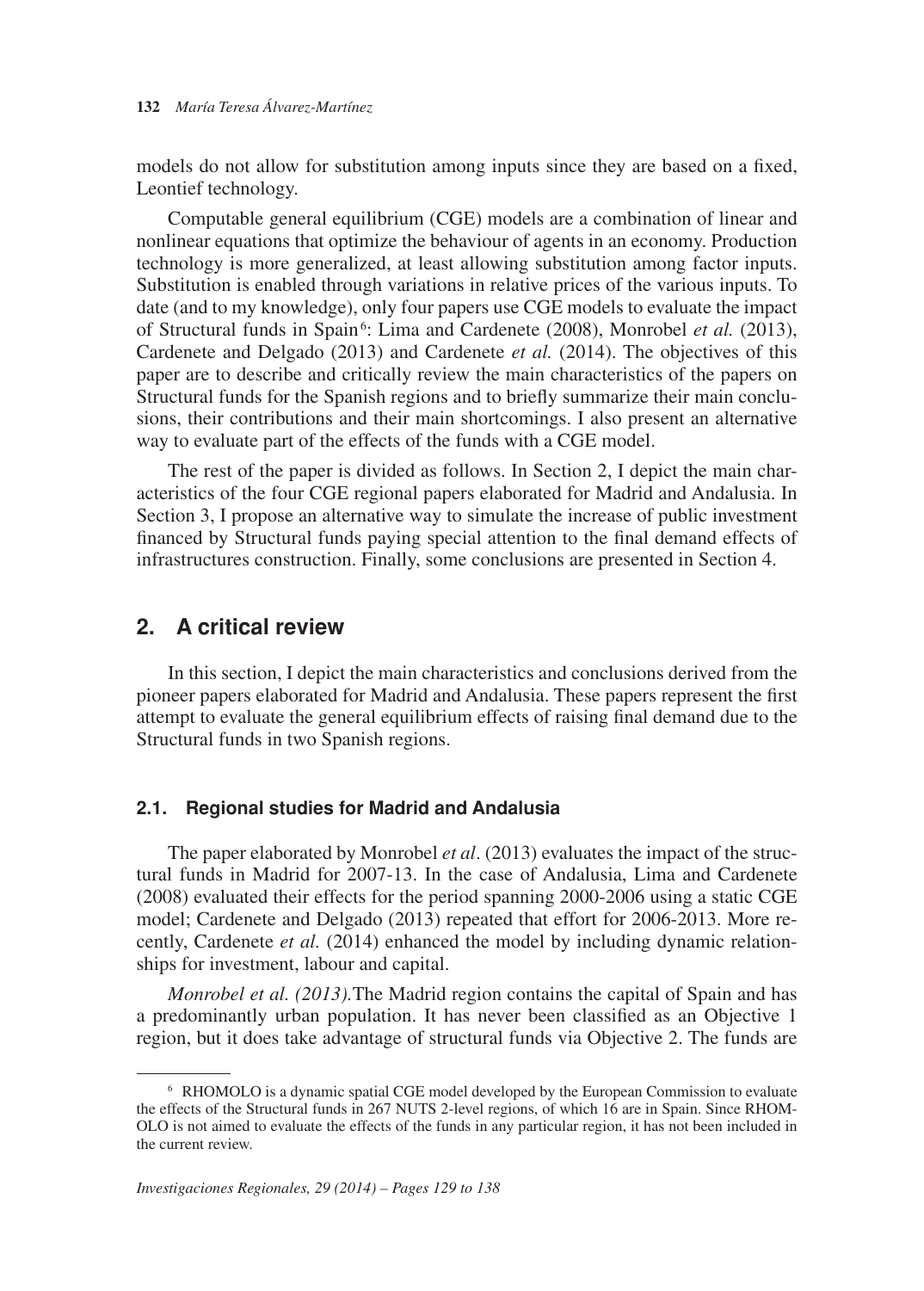models do not allow for substitution among inputs since they are based on a fixed, Leontief technology.

Computable general equilibrium (CGE) models are a combination of linear and nonlinear equations that optimize the behaviour of agents in an economy. Production technology is more generalized, at least allowing substitution among factor inputs. Substitution is enabled through variations in relative prices of the various inputs. To date (and to my knowledge), only four papers use CGE models to evaluate the impact of Structural funds in Spain[6]: Lima and Cardenete (2008), Monrobel *et al.* (2013), Cardenete and Delgado (2013) and Cardenete *et al.* (2014). The objectives of this paper are to describe and critically review the main characteristics of the papers on Structural funds for the Spanish regions and to briefly summarize their main conclusions, their contributions and their main shortcomings. I also present an alternative way to evaluate part of the effects of the funds with a CGE model.

The rest of the paper is divided as follows. In Section 2, I depict the main characteristics of the four CGE regional papers elaborated for Madrid and Andalusia. In Section 3, I propose an alternative way to simulate the increase of public investment financed by Structural funds paying special attention to the final demand effects of infrastructures construction. Finally, some conclusions are presented in Section 4.

## 2. A critical review

In this section, I depict the main characteristics and conclusions derived from the pioneer papers elaborated for Madrid and Andalusia. These papers represent the first attempt to evaluate the general equilibrium effects of raising final demand due to the Structural funds in two Spanish regions.

### 2.1. Regional studies for Madrid and Andalusia

The paper elaborated by Monrobel *et al*. (2013) evaluates the impact of the structural funds in Madrid for 2007-13. In the case of Andalusia, Lima and Cardenete (2008) evaluated their effects for the period spanning 2000-2006 using a static CGE model; Cardenete and Delgado (2013) repeated that effort for 2006-2013. More recently, Cardenete *et al.* (2014) enhanced the model by including dynamic relationships for investment, labour and capital.

*Monrobel et al. (2013).*The Madrid region contains the capital of Spain and has a predominantly urban population. It has never been classified as an Objective 1 region, but it does take advantage of structural funds via Objective 2. The funds are

[6] RHOMOLO is a dynamic spatial CGE model developed by the European Commission to evaluate the effects of the Structural funds in 267 NUTS 2-level regions, of which 16 are in Spain. Since RHOMOLO is not aimed to evaluate the effects of the funds in any particular region, it has not been included in the current review.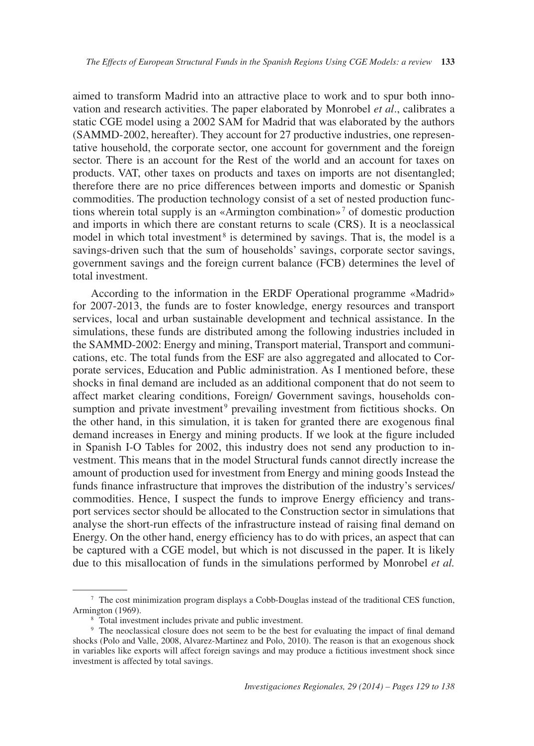aimed to transform Madrid into an attractive place to work and to spur both innovation and research activities. The paper elaborated by Monrobel *et al*., calibrates a static CGE model using a 2002 SAM for Madrid that was elaborated by the authors (SAMMD-2002, hereafter). They account for 27 productive industries, one representative household, the corporate sector, one account for government and the foreign sector. There is an account for the Rest of the world and an account for taxes on products. VAT, other taxes on products and taxes on imports are not disentangled; therefore there are no price differences between imports and domestic or Spanish commodities. The production technology consist of a set of nested production functions wherein total supply is an «Armington combination»[7] of domestic production and imports in which there are constant returns to scale (CRS). It is a neoclassical model in which total investment[8] is determined by savings. That is, the model is a savings-driven such that the sum of households' savings, corporate sector savings, government savings and the foreign current balance (FCB) determines the level of total investment.

According to the information in the ERDF Operational programme «Madrid» for 2007-2013, the funds are to foster knowledge, energy resources and transport services, local and urban sustainable development and technical assistance. In the simulations, these funds are distributed among the following industries included in the SAMMD-2002: Energy and mining, Transport material, Transport and communications, etc. The total funds from the ESF are also aggregated and allocated to Corporate services, Education and Public administration. As I mentioned before, these shocks in final demand are included as an additional component that do not seem to affect market clearing conditions, Foreign/ Government savings, households consumption and private investment[9] prevailing investment from fictitious shocks. On the other hand, in this simulation, it is taken for granted there are exogenous final demand increases in Energy and mining products. If we look at the figure included in Spanish I-O Tables for 2002, this industry does not send any production to investment. This means that in the model Structural funds cannot directly increase the amount of production used for investment from Energy and mining goods Instead the funds finance infrastructure that improves the distribution of the industry's services/ commodities. Hence, I suspect the funds to improve Energy efficiency and transport services sector should be allocated to the Construction sector in simulations that analyse the short-run effects of the infrastructure instead of raising final demand on Energy. On the other hand, energy efficiency has to do with prices, an aspect that can be captured with a CGE model, but which is not discussed in the paper. It is likely due to this misallocation of funds in the simulations performed by Monrobel *et al.*

---

[7] The cost minimization program displays a Cobb-Douglas instead of the traditional CES function, Armington (1969).

[8] Total investment includes private and public investment.

[9] The neoclassical closure does not seem to be the best for evaluating the impact of final demand shocks (Polo and Valle, 2008, Alvarez-Martinez and Polo, 2010). The reason is that an exogenous shock in variables like exports will affect foreign savings and may produce a fictitious investment shock since investment is affected by total savings.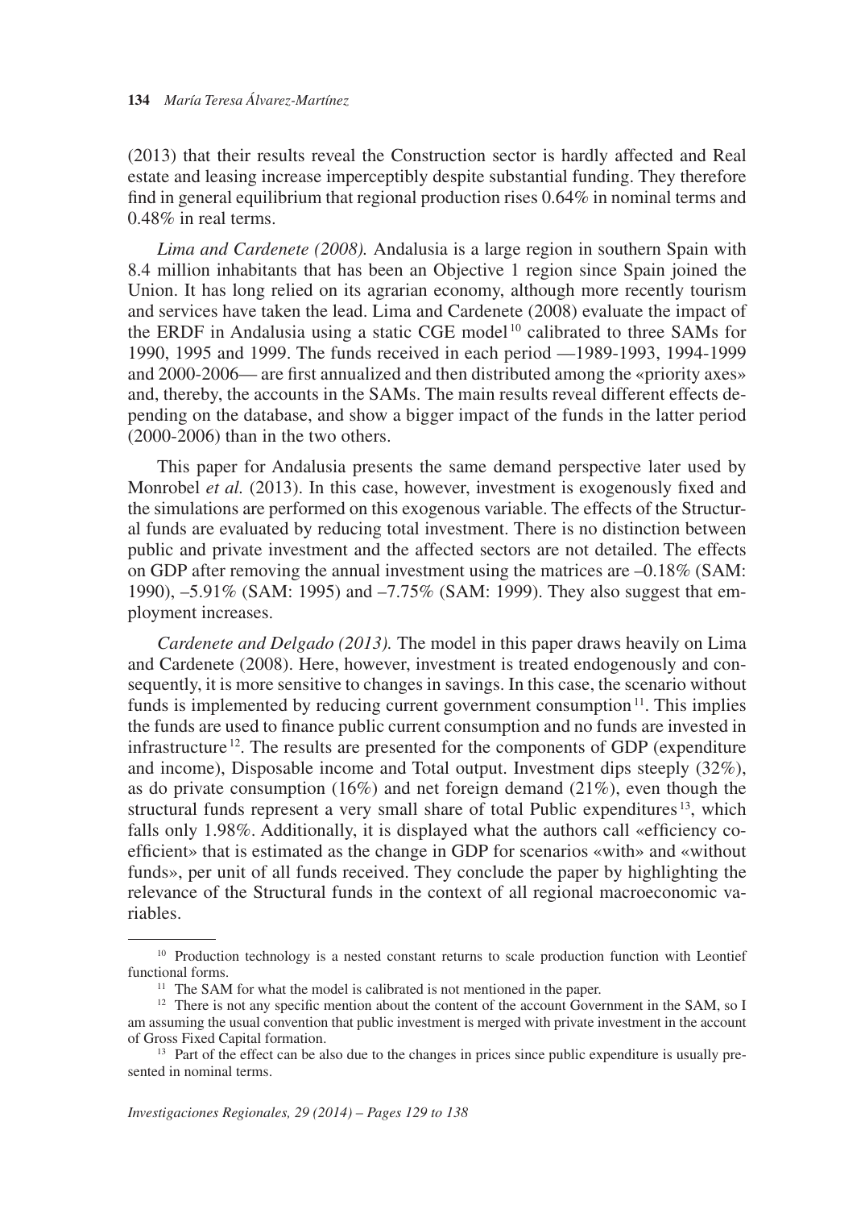(2013) that their results reveal the Construction sector is hardly affected and Real estate and leasing increase imperceptibly despite substantial funding. They therefore find in general equilibrium that regional production rises 0.64% in nominal terms and 0.48% in real terms.

*Lima and Cardenete (2008).* Andalusia is a large region in southern Spain with 8.4 million inhabitants that has been an Objective 1 region since Spain joined the Union. It has long relied on its agrarian economy, although more recently tourism and services have taken the lead. Lima and Cardenete (2008) evaluate the impact of the ERDF in Andalusia using a static CGE model[10] calibrated to three SAMs for 1990, 1995 and 1999. The funds received in each period —1989-1993, 1994-1999 and 2000-2006— are first annualized and then distributed among the «priority axes» and, thereby, the accounts in the SAMs. The main results reveal different effects depending on the database, and show a bigger impact of the funds in the latter period (2000-2006) than in the two others.

This paper for Andalusia presents the same demand perspective later used by Monrobel *et al.* (2013). In this case, however, investment is exogenously fixed and the simulations are performed on this exogenous variable. The effects of the Structural funds are evaluated by reducing total investment. There is no distinction between public and private investment and the affected sectors are not detailed. The effects on GDP after removing the annual investment using the matrices are –0.18% (SAM: 1990), –5.91% (SAM: 1995) and –7.75% (SAM: 1999). They also suggest that employment increases.

*Cardenete and Delgado (2013).* The model in this paper draws heavily on Lima and Cardenete (2008). Here, however, investment is treated endogenously and consequently, it is more sensitive to changes in savings. In this case, the scenario without funds is implemented by reducing current government consumption[11]. This implies the funds are used to finance public current consumption and no funds are invested in infrastructure[12]. The results are presented for the components of GDP (expenditure and income), Disposable income and Total output. Investment dips steeply (32%), as do private consumption (16%) and net foreign demand (21%), even though the structural funds represent a very small share of total Public expenditures[13], which falls only 1.98%. Additionally, it is displayed what the authors call «efficiency coefficient» that is estimated as the change in GDP for scenarios «with» and «without funds», per unit of all funds received. They conclude the paper by highlighting the relevance of the Structural funds in the context of all regional macroeconomic variables.

---

[10] Production technology is a nested constant returns to scale production function with Leontief functional forms.

[11] The SAM for what the model is calibrated is not mentioned in the paper.

[12] There is not any specific mention about the content of the account Government in the SAM, so I am assuming the usual convention that public investment is merged with private investment in the account of Gross Fixed Capital formation.

[13] Part of the effect can be also due to the changes in prices since public expenditure is usually presented in nominal terms.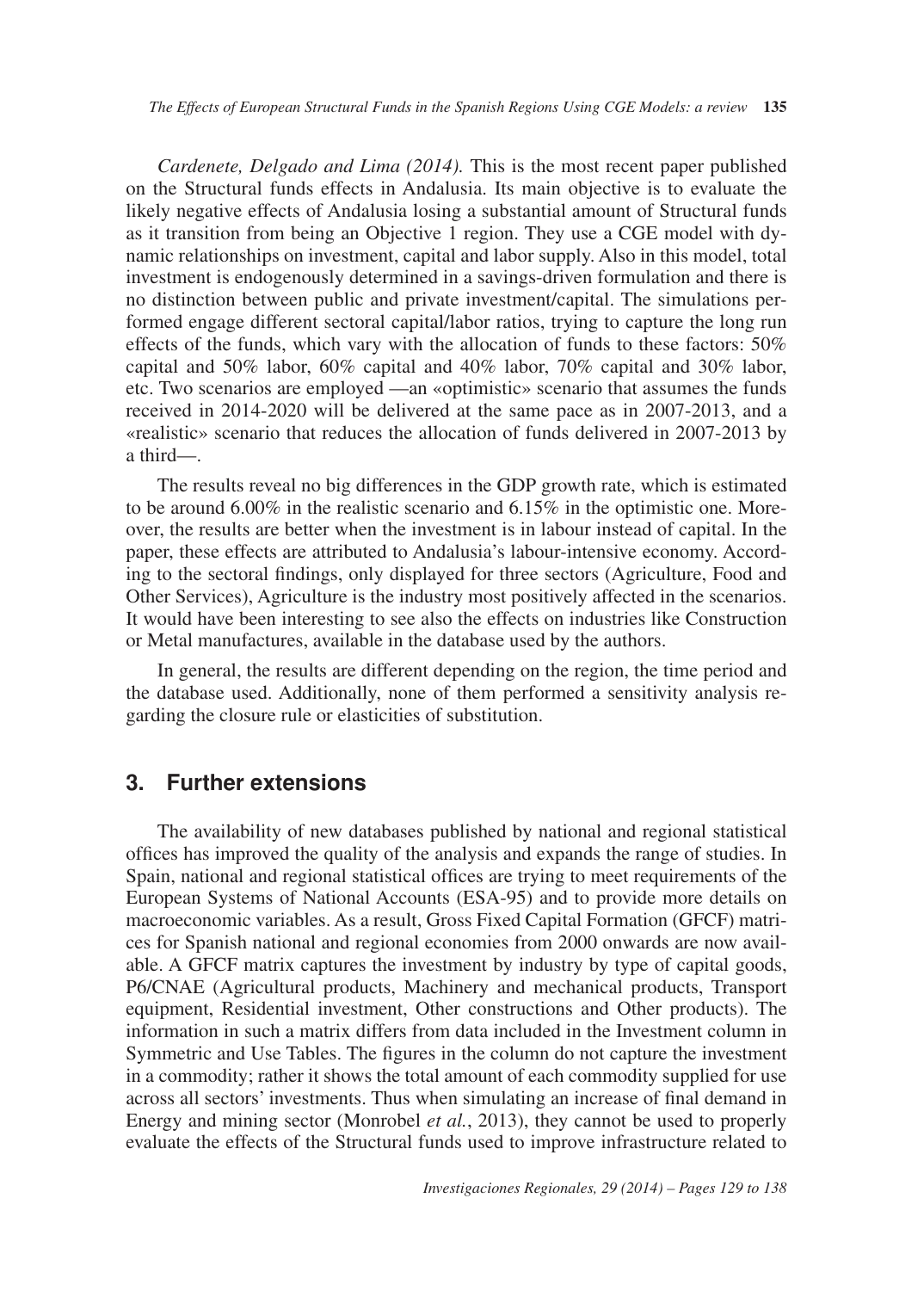*Cardenete, Delgado and Lima (2014).* This is the most recent paper published on the Structural funds effects in Andalusia. Its main objective is to evaluate the likely negative effects of Andalusia losing a substantial amount of Structural funds as it transition from being an Objective 1 region. They use a CGE model with dynamic relationships on investment, capital and labor supply. Also in this model, total investment is endogenously determined in a savings-driven formulation and there is no distinction between public and private investment/capital. The simulations performed engage different sectoral capital/labor ratios, trying to capture the long run effects of the funds, which vary with the allocation of funds to these factors: 50% capital and 50% labor, 60% capital and 40% labor, 70% capital and 30% labor, etc. Two scenarios are employed —an «optimistic» scenario that assumes the funds received in 2014-2020 will be delivered at the same pace as in 2007-2013, and a «realistic» scenario that reduces the allocation of funds delivered in 2007-2013 by a third—.

The results reveal no big differences in the GDP growth rate, which is estimated to be around 6.00% in the realistic scenario and 6.15% in the optimistic one. Moreover, the results are better when the investment is in labour instead of capital. In the paper, these effects are attributed to Andalusia's labour-intensive economy. According to the sectoral findings, only displayed for three sectors (Agriculture, Food and Other Services), Agriculture is the industry most positively affected in the scenarios. It would have been interesting to see also the effects on industries like Construction or Metal manufactures, available in the database used by the authors.

In general, the results are different depending on the region, the time period and the database used. Additionally, none of them performed a sensitivity analysis regarding the closure rule or elasticities of substitution.

## 3. Further extensions

The availability of new databases published by national and regional statistical offices has improved the quality of the analysis and expands the range of studies. In Spain, national and regional statistical offices are trying to meet requirements of the European Systems of National Accounts (ESA-95) and to provide more details on macroeconomic variables. As a result, Gross Fixed Capital Formation (GFCF) matrices for Spanish national and regional economies from 2000 onwards are now available. A GFCF matrix captures the investment by industry by type of capital goods, P6/CNAE (Agricultural products, Machinery and mechanical products, Transport equipment, Residential investment, Other constructions and Other products). The information in such a matrix differs from data included in the Investment column in Symmetric and Use Tables. The figures in the column do not capture the investment in a commodity; rather it shows the total amount of each commodity supplied for use across all sectors' investments. Thus when simulating an increase of final demand in Energy and mining sector (Monrobel *et al.*, 2013), they cannot be used to properly evaluate the effects of the Structural funds used to improve infrastructure related to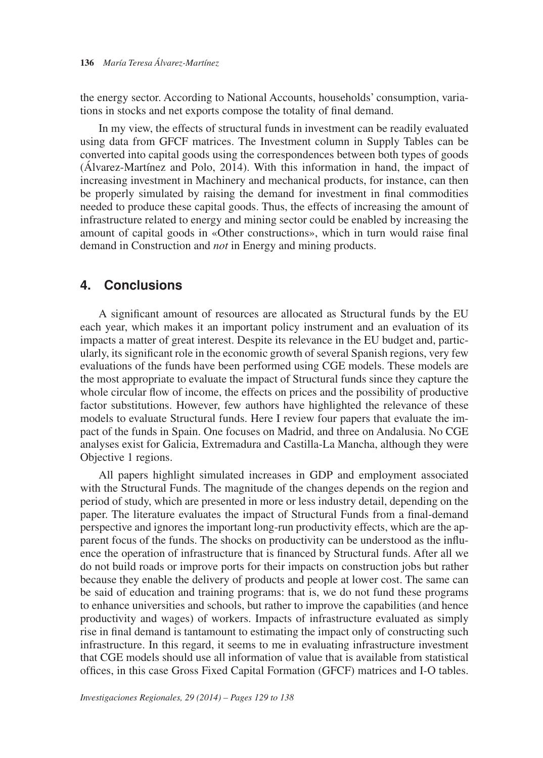the energy sector. According to National Accounts, households' consumption, variations in stocks and net exports compose the totality of final demand.

In my view, the effects of structural funds in investment can be readily evaluated using data from GFCF matrices. The Investment column in Supply Tables can be converted into capital goods using the correspondences between both types of goods (Álvarez-Martínez and Polo, 2014). With this information in hand, the impact of increasing investment in Machinery and mechanical products, for instance, can then be properly simulated by raising the demand for investment in final commodities needed to produce these capital goods. Thus, the effects of increasing the amount of infrastructure related to energy and mining sector could be enabled by increasing the amount of capital goods in «Other constructions», which in turn would raise final demand in Construction and *not* in Energy and mining products.

## 4. Conclusions

A significant amount of resources are allocated as Structural funds by the EU each year, which makes it an important policy instrument and an evaluation of its impacts a matter of great interest. Despite its relevance in the EU budget and, particularly, its significant role in the economic growth of several Spanish regions, very few evaluations of the funds have been performed using CGE models. These models are the most appropriate to evaluate the impact of Structural funds since they capture the whole circular flow of income, the effects on prices and the possibility of productive factor substitutions. However, few authors have highlighted the relevance of these models to evaluate Structural funds. Here I review four papers that evaluate the impact of the funds in Spain. One focuses on Madrid, and three on Andalusia. No CGE analyses exist for Galicia, Extremadura and Castilla-La Mancha, although they were Objective 1 regions.

All papers highlight simulated increases in GDP and employment associated with the Structural Funds. The magnitude of the changes depends on the region and period of study, which are presented in more or less industry detail, depending on the paper. The literature evaluates the impact of Structural Funds from a final-demand perspective and ignores the important long-run productivity effects, which are the apparent focus of the funds. The shocks on productivity can be understood as the influence the operation of infrastructure that is financed by Structural funds. After all we do not build roads or improve ports for their impacts on construction jobs but rather because they enable the delivery of products and people at lower cost. The same can be said of education and training programs: that is, we do not fund these programs to enhance universities and schools, but rather to improve the capabilities (and hence productivity and wages) of workers. Impacts of infrastructure evaluated as simply rise in final demand is tantamount to estimating the impact only of constructing such infrastructure. In this regard, it seems to me in evaluating infrastructure investment that CGE models should use all information of value that is available from statistical offices, in this case Gross Fixed Capital Formation (GFCF) matrices and I-O tables.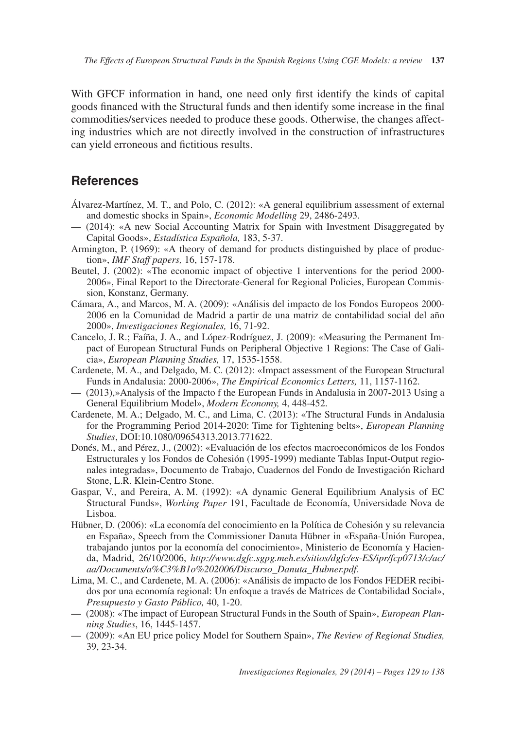With GFCF information in hand, one need only first identify the kinds of capital goods financed with the Structural funds and then identify some increase in the final commodities/services needed to produce these goods. Otherwise, the changes affecting industries which are not directly involved in the construction of infrastructures can yield erroneous and fictitious results.

## References

Álvarez-Martínez, M. T., and Polo, C. (2012): «A general equilibrium assessment of external and domestic shocks in Spain», *Economic Modelling* 29, 2486-2493.

— (2014): «A new Social Accounting Matrix for Spain with Investment Disaggregated by Capital Goods», *Estadística Española,* 183, 5-37.

Armington, P. (1969): «A theory of demand for products distinguished by place of production», *IMF Staff papers,* 16, 157-178.

Beutel, J. (2002): «The economic impact of objective 1 interventions for the period 2000-2006», Final Report to the Directorate-General for Regional Policies, European Commission, Konstanz, Germany.

Cámara, A., and Marcos, M. A. (2009): «Análisis del impacto de los Fondos Europeos 2000-2006 en la Comunidad de Madrid a partir de una matriz de contabilidad social del año 2000», *Investigaciones Regionales,* 16, 71-92.

Cancelo, J. R.; Faíña, J. A., and López-Rodríguez, J. (2009): «Measuring the Permanent Impact of European Structural Funds on Peripheral Objective 1 Regions: The Case of Galicia», *European Planning Studies,* 17, 1535-1558.

Cardenete, M. A., and Delgado, M. C. (2012): «Impact assessment of the European Structural Funds in Andalusia: 2000-2006», *The Empirical Economics Letters,* 11, 1157-1162.

— (2013),»Analysis of the Impacto f the European Funds in Andalusia in 2007-2013 Using a General Equilibrium Model», *Modern Economy,* 4, 448-452.

Cardenete, M. A.; Delgado, M. C., and Lima, C. (2013): «The Structural Funds in Andalusia for the Programming Period 2014-2020: Time for Tightening belts», *European Planning Studies*, DOI:10.1080/09654313.2013.771622.

Donés, M., and Pérez, J., (2002): «Evaluación de los efectos macroeconómicos de los Fondos Estructurales y los Fondos de Cohesión (1995-1999) mediante Tablas Input-Output regionales integradas», Documento de Trabajo, Cuadernos del Fondo de Investigación Richard Stone, L.R. Klein-Centro Stone.

Gaspar, V., and Pereira, A. M. (1992): «A dynamic General Equilibrium Analysis of EC Structural Funds», *Working Paper* 191, Facultade de Economía, Universidade Nova de Lisboa.

Hübner, D. (2006): «La economía del conocimiento en la Política de Cohesión y su relevancia en España», Speech from the Commissioner Danuta Hübner in «España-Unión Europea, trabajando juntos por la economía del conocimiento», Ministerio de Economía y Hacienda, Madrid, 26/10/2006, *http://www.dgfc.sgpg.meh.es/sitios/dgfc/es-ES/ipr/fcp0713/c/ac/aa/Documents/a%C3%B1o%202006/Discurso_Danuta_Hubner.pdf*.

Lima, M. C., and Cardenete, M. A. (2006): «Análisis de impacto de los Fondos FEDER recibidos por una economía regional: Un enfoque a través de Matrices de Contabilidad Social», *Presupuesto y Gasto Público,* 40, 1-20.

— (2008): «The impact of European Structural Funds in the South of Spain», *European Planning Studies*, 16, 1445-1457.

— (2009): «An EU price policy Model for Southern Spain», *The Review of Regional Studies,* 39, 23-34.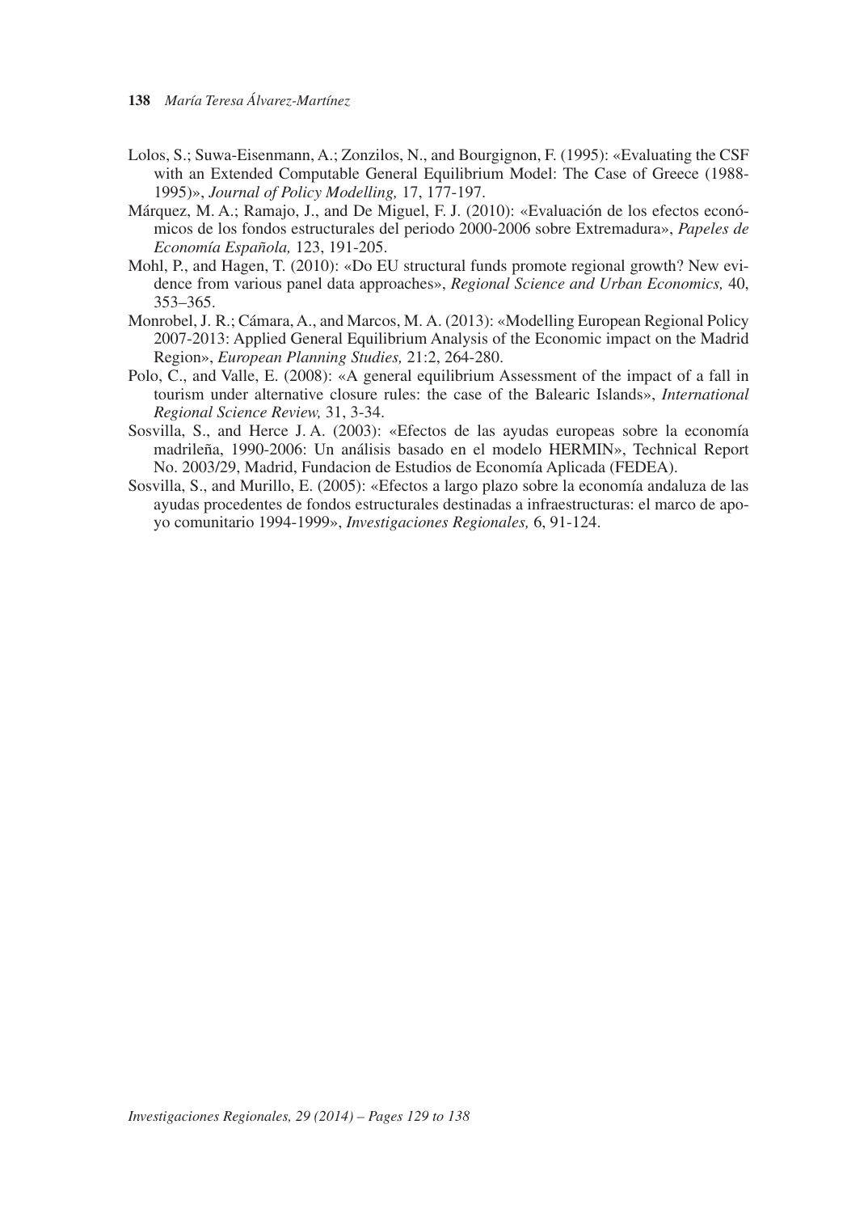Lolos, S.; Suwa-Eisenmann, A.; Zonzilos, N., and Bourgignon, F. (1995): «Evaluating the CSF with an Extended Computable General Equilibrium Model: The Case of Greece (1988-1995)», *Journal of Policy Modelling,* 17, 177-197.

Márquez, M. A.; Ramajo, J., and De Miguel, F. J. (2010): «Evaluación de los efectos económicos de los fondos estructurales del periodo 2000-2006 sobre Extremadura», *Papeles de Economía Española,* 123, 191-205.

Mohl, P., and Hagen, T. (2010): «Do EU structural funds promote regional growth? New evidence from various panel data approaches», *Regional Science and Urban Economics,* 40, 353–365.

Monrobel, J. R.; Cámara, A., and Marcos, M. A. (2013): «Modelling European Regional Policy 2007-2013: Applied General Equilibrium Analysis of the Economic impact on the Madrid Region», *European Planning Studies,* 21:2, 264-280.

Polo, C., and Valle, E. (2008): «A general equilibrium Assessment of the impact of a fall in tourism under alternative closure rules: the case of the Balearic Islands», *International Regional Science Review,* 31, 3-34.

Sosvilla, S., and Herce J. A. (2003): «Efectos de las ayudas europeas sobre la economía madrileña, 1990-2006: Un análisis basado en el modelo HERMIN», Technical Report No. 2003/29, Madrid, Fundacion de Estudios de Economía Aplicada (FEDEA).

Sosvilla, S., and Murillo, E. (2005): «Efectos a largo plazo sobre la economía andaluza de las ayudas procedentes de fondos estructurales destinadas a infraestructuras: el marco de apoyo comunitario 1994-1999», *Investigaciones Regionales,* 6, 91-124.